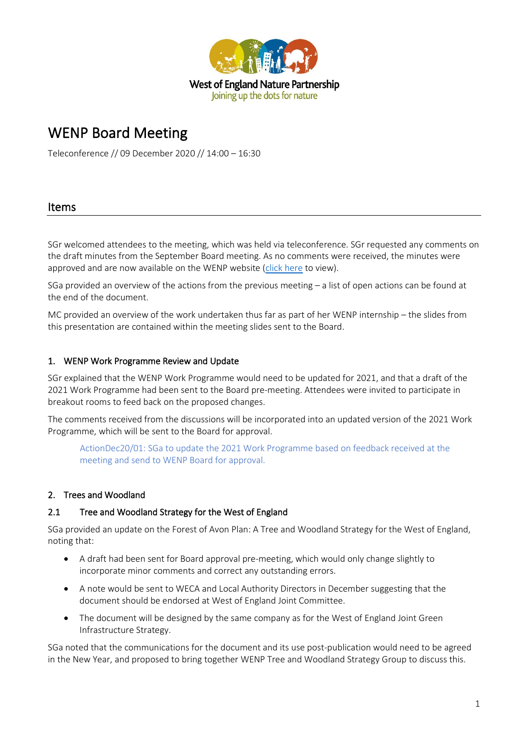West of England Nature Partnership
Joining up the dots for nature

# WENP Board Meeting

Teleconference // 09 December 2020 // 14:00 – 16:30

## Items

SGr welcomed attendees to the meeting, which was held via teleconference. SGr requested any comments on the draft minutes from the September Board meeting. As no comments were received, the minutes were approved and are now available on the WENP website (click here to view).

SGa provided an overview of the actions from the previous meeting – a list of open actions can be found at the end of the document.

MC provided an overview of the work undertaken thus far as part of her WENP internship – the slides from this presentation are contained within the meeting slides sent to the Board.

### 1. WENP Work Programme Review and Update

SGr explained that the WENP Work Programme would need to be updated for 2021, and that a draft of the 2021 Work Programme had been sent to the Board pre-meeting. Attendees were invited to participate in breakout rooms to feed back on the proposed changes.

The comments received from the discussions will be incorporated into an updated version of the 2021 Work Programme, which will be sent to the Board for approval.

> ActionDec20/01: SGa to update the 2021 Work Programme based on feedback received at the meeting and send to WENP Board for approval.

### 2. Trees and Woodland

#### 2.1 Tree and Woodland Strategy for the West of England

SGa provided an update on the Forest of Avon Plan: A Tree and Woodland Strategy for the West of England, noting that:

- A draft had been sent for Board approval pre-meeting, which would only change slightly to incorporate minor comments and correct any outstanding errors.
- A note would be sent to WECA and Local Authority Directors in December suggesting that the document should be endorsed at West of England Joint Committee.
- The document will be designed by the same company as for the West of England Joint Green Infrastructure Strategy.

SGa noted that the communications for the document and its use post-publication would need to be agreed in the New Year, and proposed to bring together WENP Tree and Woodland Strategy Group to discuss this.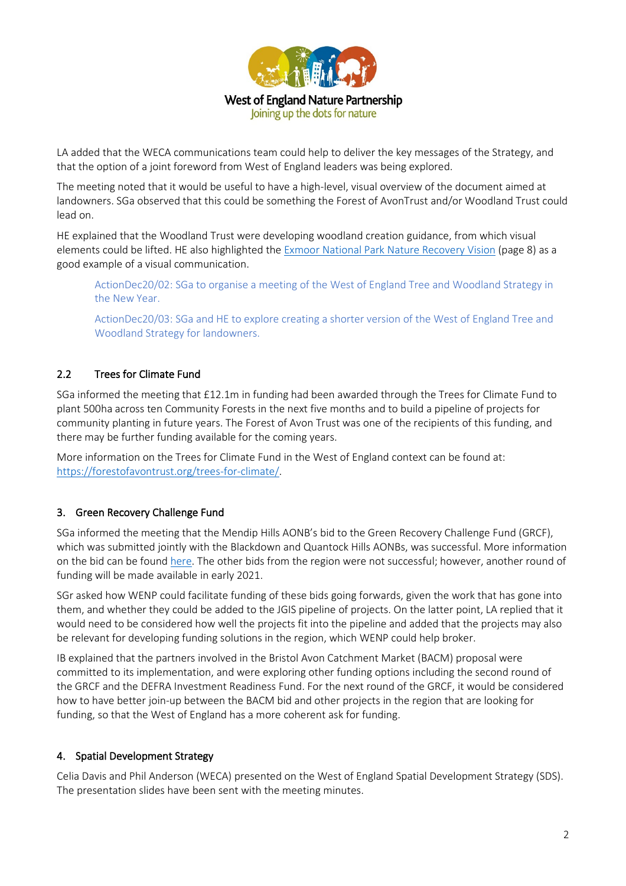LA added that the WECA communications team could help to deliver the key messages of the Strategy, and that the option of a joint foreword from West of England leaders was being explored.

The meeting noted that it would be useful to have a high-level, visual overview of the document aimed at landowners. SGa observed that this could be something the Forest of AvonTrust and/or Woodland Trust could lead on.

HE explained that the Woodland Trust were developing woodland creation guidance, from which visual elements could be lifted. HE also highlighted the [Exmoor National Park Nature Recovery Vision]() (page 8) as a good example of a visual communication.

> ActionDec20/02: SGa to organise a meeting of the West of England Tree and Woodland Strategy in the New Year.
>
> ActionDec20/03: SGa and HE to explore creating a shorter version of the West of England Tree and Woodland Strategy for landowners.

### 2.2 Trees for Climate Fund

SGa informed the meeting that £12.1m in funding had been awarded through the Trees for Climate Fund to plant 500ha across ten Community Forests in the next five months and to build a pipeline of projects for community planting in future years. The Forest of Avon Trust was one of the recipients of this funding, and there may be further funding available for the coming years.

More information on the Trees for Climate Fund in the West of England context can be found at: [https://forestofavontrust.org/trees-for-climate/](https://forestofavontrust.org/trees-for-climate/).

## 3. Green Recovery Challenge Fund

SGa informed the meeting that the Mendip Hills AONB's bid to the Green Recovery Challenge Fund (GRCF), which was submitted jointly with the Blackdown and Quantock Hills AONBs, was successful. More information on the bid can be found [here](). The other bids from the region were not successful; however, another round of funding will be made available in early 2021.

SGr asked how WENP could facilitate funding of these bids going forwards, given the work that has gone into them, and whether they could be added to the JGIS pipeline of projects. On the latter point, LA replied that it would need to be considered how well the projects fit into the pipeline and added that the projects may also be relevant for developing funding solutions in the region, which WENP could help broker.

IB explained that the partners involved in the Bristol Avon Catchment Market (BACM) proposal were committed to its implementation, and were exploring other funding options including the second round of the GRCF and the DEFRA Investment Readiness Fund. For the next round of the GRCF, it would be considered how to have better join-up between the BACM bid and other projects in the region that are looking for funding, so that the West of England has a more coherent ask for funding.

## 4. Spatial Development Strategy

Celia Davis and Phil Anderson (WECA) presented on the West of England Spatial Development Strategy (SDS). The presentation slides have been sent with the meeting minutes.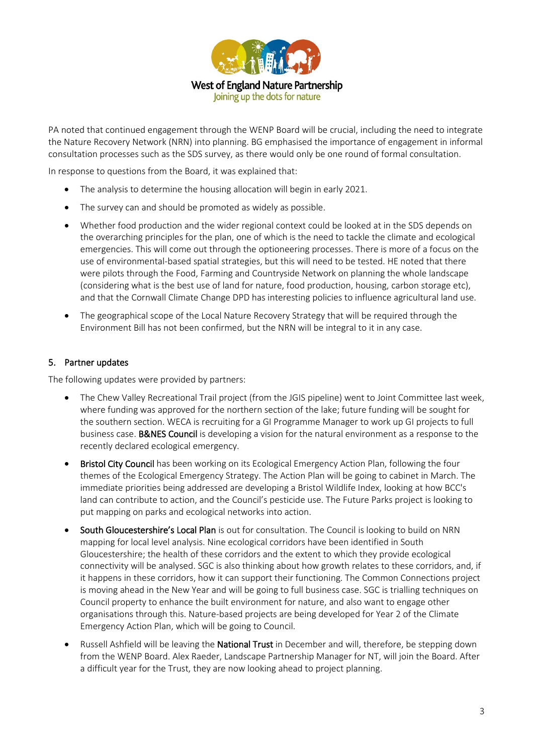PA noted that continued engagement through the WENP Board will be crucial, including the need to integrate the Nature Recovery Network (NRN) into planning. BG emphasised the importance of engagement in informal consultation processes such as the SDS survey, as there would only be one round of formal consultation.

In response to questions from the Board, it was explained that:

- The analysis to determine the housing allocation will begin in early 2021.
- The survey can and should be promoted as widely as possible.
- Whether food production and the wider regional context could be looked at in the SDS depends on the overarching principles for the plan, one of which is the need to tackle the climate and ecological emergencies. This will come out through the optioneering processes. There is more of a focus on the use of environmental-based spatial strategies, but this will need to be tested. HE noted that there were pilots through the Food, Farming and Countryside Network on planning the whole landscape (considering what is the best use of land for nature, food production, housing, carbon storage etc), and that the Cornwall Climate Change DPD has interesting policies to influence agricultural land use.
- The geographical scope of the Local Nature Recovery Strategy that will be required through the Environment Bill has not been confirmed, but the NRN will be integral to it in any case.

## 5. Partner updates

The following updates were provided by partners:

- The Chew Valley Recreational Trail project (from the JGIS pipeline) went to Joint Committee last week, where funding was approved for the northern section of the lake; future funding will be sought for the southern section. WECA is recruiting for a GI Programme Manager to work up GI projects to full business case. **B&NES Council** is developing a vision for the natural environment as a response to the recently declared ecological emergency.
- **Bristol City Council** has been working on its Ecological Emergency Action Plan, following the four themes of the Ecological Emergency Strategy. The Action Plan will be going to cabinet in March. The immediate priorities being addressed are developing a Bristol Wildlife Index, looking at how BCC's land can contribute to action, and the Council's pesticide use. The Future Parks project is looking to put mapping on parks and ecological networks into action.
- **South Gloucestershire's Local Plan** is out for consultation. The Council is looking to build on NRN mapping for local level analysis. Nine ecological corridors have been identified in South Gloucestershire; the health of these corridors and the extent to which they provide ecological connectivity will be analysed. SGC is also thinking about how growth relates to these corridors, and, if it happens in these corridors, how it can support their functioning. The Common Connections project is moving ahead in the New Year and will be going to full business case. SGC is trialling techniques on Council property to enhance the built environment for nature, and also want to engage other organisations through this. Nature-based projects are being developed for Year 2 of the Climate Emergency Action Plan, which will be going to Council.
- Russell Ashfield will be leaving the **National Trust** in December and will, therefore, be stepping down from the WENP Board. Alex Raeder, Landscape Partnership Manager for NT, will join the Board. After a difficult year for the Trust, they are now looking ahead to project planning.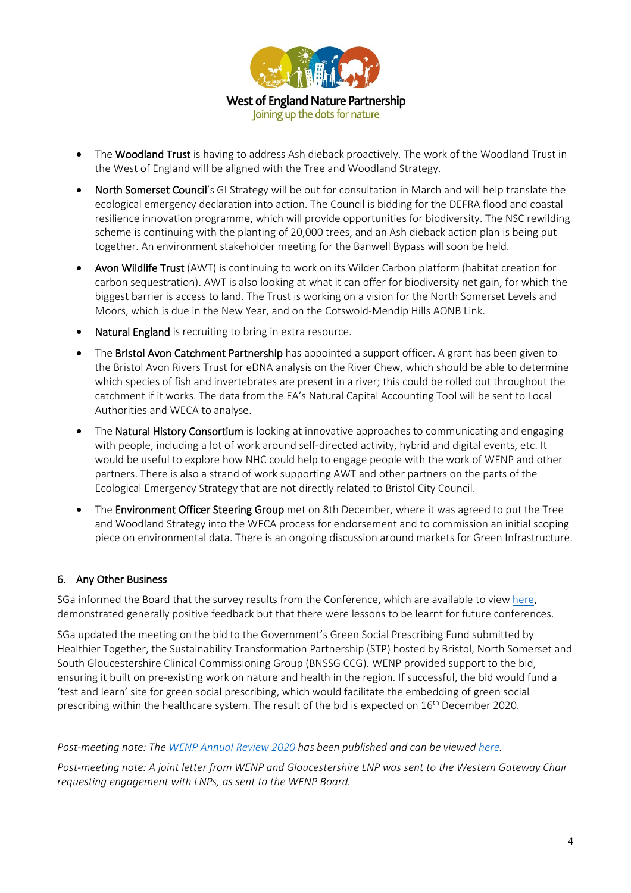- The **Woodland Trust** is having to address Ash dieback proactively. The work of the Woodland Trust in the West of England will be aligned with the Tree and Woodland Strategy.
- **North Somerset Council**'s GI Strategy will be out for consultation in March and will help translate the ecological emergency declaration into action. The Council is bidding for the DEFRA flood and coastal resilience innovation programme, which will provide opportunities for biodiversity. The NSC rewilding scheme is continuing with the planting of 20,000 trees, and an Ash dieback action plan is being put together. An environment stakeholder meeting for the Banwell Bypass will soon be held.
- **Avon Wildlife Trust** (AWT) is continuing to work on its Wilder Carbon platform (habitat creation for carbon sequestration). AWT is also looking at what it can offer for biodiversity net gain, for which the biggest barrier is access to land. The Trust is working on a vision for the North Somerset Levels and Moors, which is due in the New Year, and on the Cotswold-Mendip Hills AONB Link.
- **Natural England** is recruiting to bring in extra resource.
- The **Bristol Avon Catchment Partnership** has appointed a support officer. A grant has been given to the Bristol Avon Rivers Trust for eDNA analysis on the River Chew, which should be able to determine which species of fish and invertebrates are present in a river; this could be rolled out throughout the catchment if it works. The data from the EA's Natural Capital Accounting Tool will be sent to Local Authorities and WECA to analyse.
- The **Natural History Consortium** is looking at innovative approaches to communicating and engaging with people, including a lot of work around self-directed activity, hybrid and digital events, etc. It would be useful to explore how NHC could help to engage people with the work of WENP and other partners. There is also a strand of work supporting AWT and other partners on the parts of the Ecological Emergency Strategy that are not directly related to Bristol City Council.
- The **Environment Officer Steering Group** met on 8th December, where it was agreed to put the Tree and Woodland Strategy into the WECA process for endorsement and to commission an initial scoping piece on environmental data. There is an ongoing discussion around markets for Green Infrastructure.

## 6. Any Other Business

SGa informed the Board that the survey results from the Conference, which are available to view here, demonstrated generally positive feedback but that there were lessons to be learnt for future conferences.

SGa updated the meeting on the bid to the Government's Green Social Prescribing Fund submitted by Healthier Together, the Sustainability Transformation Partnership (STP) hosted by Bristol, North Somerset and South Gloucestershire Clinical Commissioning Group (BNSSG CCG). WENP provided support to the bid, ensuring it built on pre-existing work on nature and health in the region. If successful, the bid would fund a 'test and learn' site for green social prescribing, which would facilitate the embedding of green social prescribing within the healthcare system. The result of the bid is expected on 16th December 2020.

*Post-meeting note: The WENP Annual Review 2020 has been published and can be viewed here.*

*Post-meeting note: A joint letter from WENP and Gloucestershire LNP was sent to the Western Gateway Chair requesting engagement with LNPs, as sent to the WENP Board.*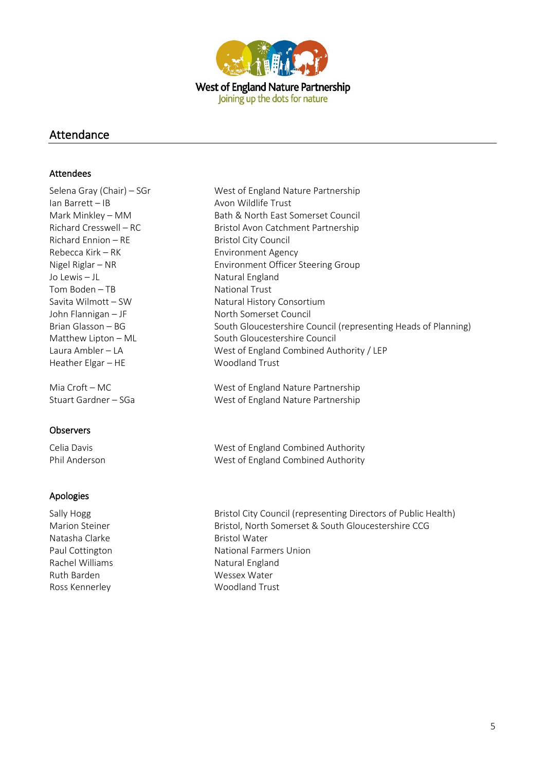West of England Nature Partnership
Joining up the dots for nature

## Attendance

### Attendees

| | |
|---|---|
| Selena Gray (Chair) – SGr | West of England Nature Partnership |
| Ian Barrett – IB | Avon Wildlife Trust |
| Mark Minkley – MM | Bath & North East Somerset Council |
| Richard Cresswell – RC | Bristol Avon Catchment Partnership |
| Richard Ennion – RE | Bristol City Council |
| Rebecca Kirk – RK | Environment Agency |
| Nigel Riglar – NR | Environment Officer Steering Group |
| Jo Lewis – JL | Natural England |
| Tom Boden – TB | National Trust |
| Savita Wilmott – SW | Natural History Consortium |
| John Flannigan – JF | North Somerset Council |
| Brian Glasson – BG | South Gloucestershire Council (representing Heads of Planning) |
| Matthew Lipton – ML | South Gloucestershire Council |
| Laura Ambler – LA | West of England Combined Authority / LEP |
| Heather Elgar – HE | Woodland Trust |
| | |
| Mia Croft – MC | West of England Nature Partnership |
| Stuart Gardner – SGa | West of England Nature Partnership |

### Observers

| | |
|---|---|
| Celia Davis | West of England Combined Authority |
| Phil Anderson | West of England Combined Authority |

### Apologies

| | |
|---|---|
| Sally Hogg | Bristol City Council (representing Directors of Public Health) |
| Marion Steiner | Bristol, North Somerset & South Gloucestershire CCG |
| Natasha Clarke | Bristol Water |
| Paul Cottington | National Farmers Union |
| Rachel Williams | Natural England |
| Ruth Barden | Wessex Water |
| Ross Kennerley | Woodland Trust |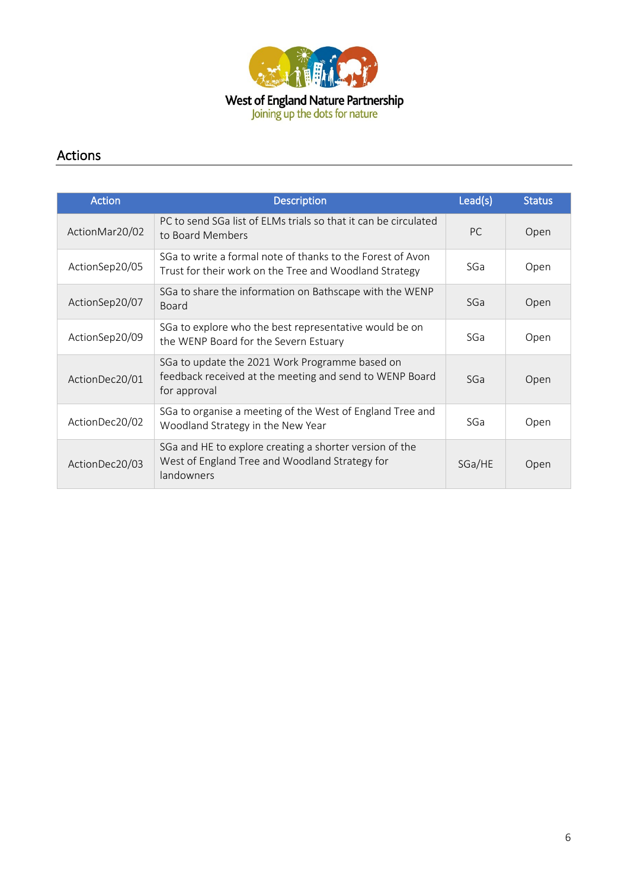West of England Nature Partnership
Joining up the dots for nature

## Actions

| Action | Description | Lead(s) | Status |
|---|---|---|---|
| ActionMar20/02 | PC to send SGa list of ELMs trials so that it can be circulated to Board Members | PC | Open |
| ActionSep20/05 | SGa to write a formal note of thanks to the Forest of Avon Trust for their work on the Tree and Woodland Strategy | SGa | Open |
| ActionSep20/07 | SGa to share the information on Bathscape with the WENP Board | SGa | Open |
| ActionSep20/09 | SGa to explore who the best representative would be on the WENP Board for the Severn Estuary | SGa | Open |
| ActionDec20/01 | SGa to update the 2021 Work Programme based on feedback received at the meeting and send to WENP Board for approval | SGa | Open |
| ActionDec20/02 | SGa to organise a meeting of the West of England Tree and Woodland Strategy in the New Year | SGa | Open |
| ActionDec20/03 | SGa and HE to explore creating a shorter version of the West of England Tree and Woodland Strategy for landowners | SGa/HE | Open |